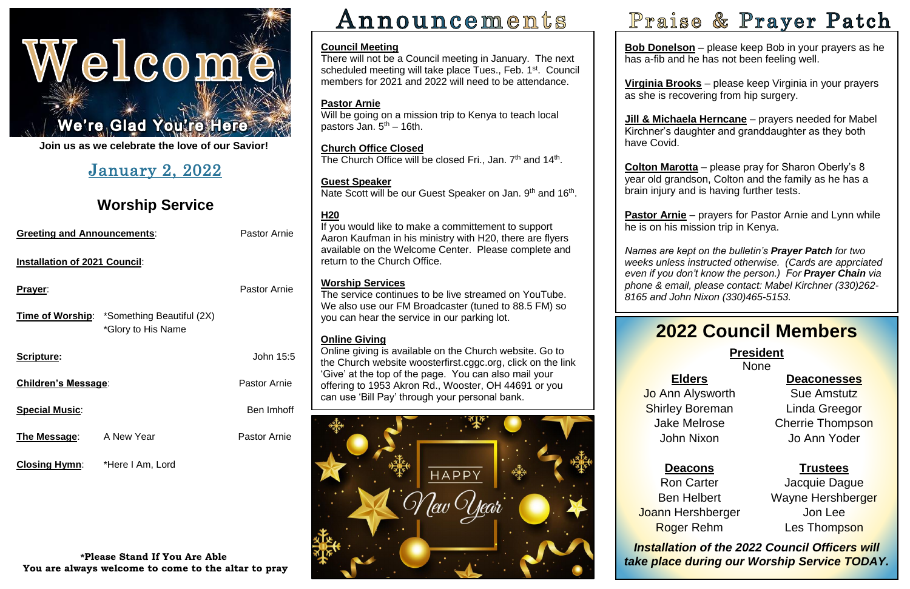# Welcome

We're Glad You're Here

**Join us as we celebrate the love of our Savior!**

## January 2, 2022

## Worship Service

**Greeting and Announcements**: Pastor Arnie

**Installation of 2021 Council**:

**Prayer**: Pastor Arnie

**Time of Worship**: *Something Beautiful (2X)
*Glory to His Name

**Scripture:** John 15:5

**Children's Message**: Pastor Arnie

**Special Music**: Ben Imhoff

**The Message**: A New Year — Pastor Arnie

**Closing Hymn**: *Here I Am, Lord

**\*Please Stand If You Are Able**
**You are always welcome to come to the altar to pray**

# Announcements

**Council Meeting**
There will not be a Council meeting in January. The next scheduled meeting will take place Tues., Feb. 1st. Council members for 2021 and 2022 will need to be attendance.

**Pastor Arnie**
Will be going on a mission trip to Kenya to teach local pastors Jan. 5th – 16th.

**Church Office Closed**
The Church Office will be closed Fri., Jan. 7th and 14th.

**Guest Speaker**
Nate Scott will be our Guest Speaker on Jan. 9th and 16th.

**H20**
If you would like to make a committement to support Aaron Kaufman in his ministry with H20, there are flyers available on the Welcome Center. Please complete and return to the Church Office.

**Worship Services**
The service continues to be live streamed on YouTube. We also use our FM Broadcaster (tuned to 88.5 FM) so you can hear the service in our parking lot.

**Online Giving**
Online giving is available on the Church website. Go to the Church website woosterfirst.cggc.org, click on the link 'Give' at the top of the page. You can also mail your offering to 1953 Akron Rd., Wooster, OH 44691 or you can use 'Bill Pay' through your personal bank.

HAPPY New Year

# Praise & Prayer Patch

**Bob Donelson** – please keep Bob in your prayers as he has a-fib and he has not been feeling well.

**Virginia Brooks** – please keep Virginia in your prayers as she is recovering from hip surgery.

**Jill & Michaela Herncane** – prayers needed for Mabel Kirchner's daughter and granddaughter as they both have Covid.

**Colton Marotta** – please pray for Sharon Oberly's 8 year old grandson, Colton and the family as he has a brain injury and is having further tests.

**Pastor Arnie** – prayers for Pastor Arnie and Lynn while he is on his mission trip in Kenya.

*Names are kept on the bulletin's **Prayer Patch** for two weeks unless instructed otherwise. (Cards are apprciated even if you don't know the person.) For **Prayer Chain** via phone & email, please contact: Mabel Kirchner (330)262-8165 and John Nixon (330)465-5153.*

# 2022 Council Members

**President**
None

**Elders**
Jo Ann Alysworth
Shirley Boreman
Jake Melrose
John Nixon

**Deaconesses**
Sue Amstutz
Linda Gregor
Cherrie Thompson
Jo Ann Yoder

**Deacons**
Ron Carter
Ben Helbert
Joann Hershberger
Roger Rehm

**Trustees**
Jacquie Dague
Wayne Hershberger
Jon Lee
Les Thompson

***Installation of the 2022 Council Officers will take place during our Worship Service TODAY.***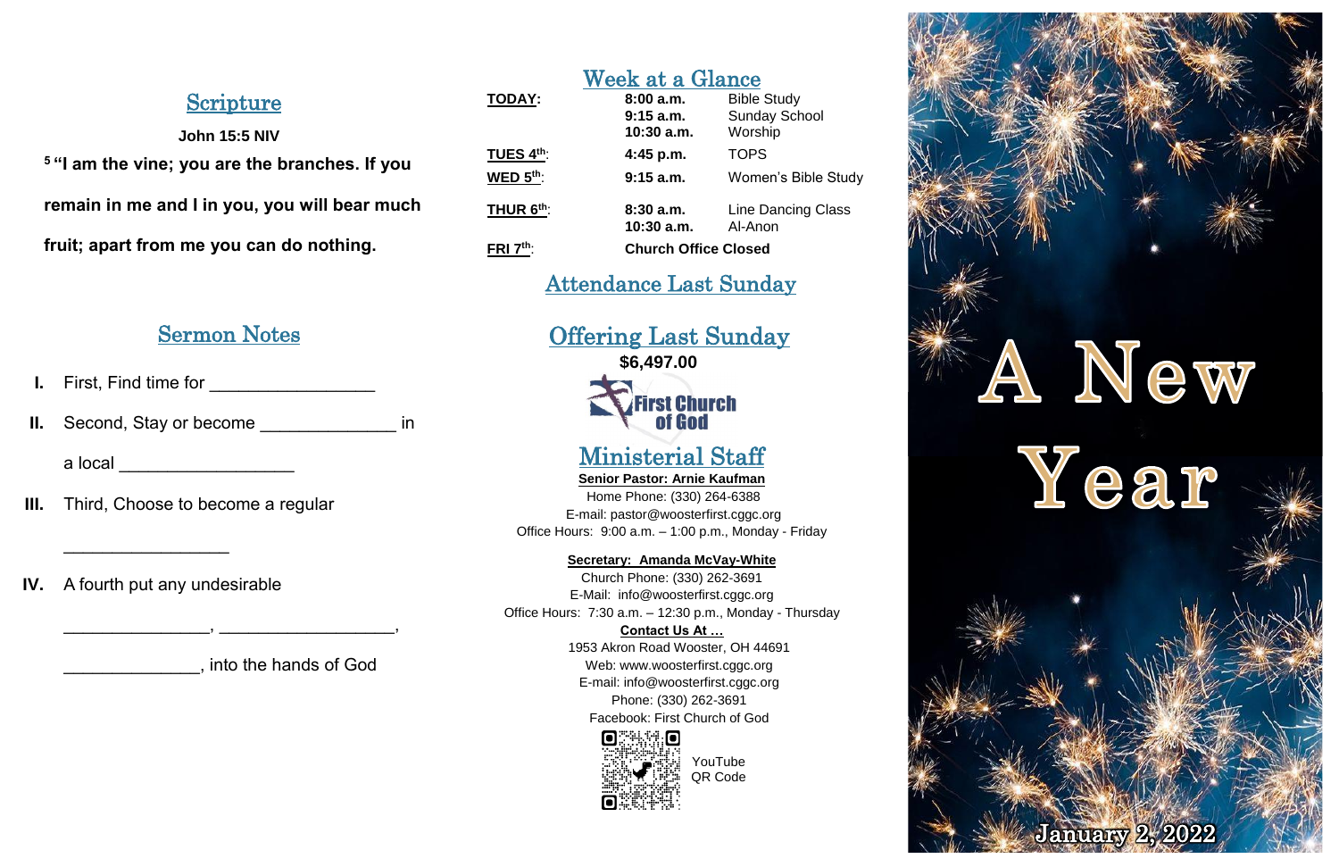## Scripture

**John 15:5 NIV**

**[5] "I am the vine; you are the branches. If you remain in me and I in you, you will bear much fruit; apart from me you can do nothing.**

## Sermon Notes

I. First, Find time for _________________

II. Second, Stay or become ______________ in a local __________________

III. Third, Choose to become a regular _________________

IV. A fourth put any undesirable _______________, ___________________, ______________, into the hands of God

## Week at a Glance

| | | |
|---|---|---|
| **TODAY:** | **8:00 a.m.** | Bible Study |
| | **9:15 a.m.** | Sunday School |
| | **10:30 a.m.** | Worship |
| **TUES 4th:** | **4:45 p.m.** | TOPS |
| **WED 5th:** | **9:15 a.m.** | Women's Bible Study |
| **THUR 6th:** | **8:30 a.m.** | Line Dancing Class |
| | **10:30 a.m.** | Al-Anon |
| **FRI 7th:** | **Church Office Closed** | |

## Attendance Last Sunday

## Offering Last Sunday

**$6,497.00**

First Church of God

## Ministerial Staff

**Senior Pastor: Arnie Kaufman**
Home Phone: (330) 264-6388
E-mail: pastor@woosterfirst.cggc.org
Office Hours: 9:00 a.m. – 1:00 p.m., Monday - Friday

**Secretary: Amanda McVay-White**
Church Phone: (330) 262-3691
E-Mail: info@woosterfirst.cggc.org
Office Hours: 7:30 a.m. – 12:30 p.m., Monday - Thursday

**Contact Us At …**
1953 Akron Road Wooster, OH 44691
Web: www.woosterfirst.cggc.org
E-mail: info@woosterfirst.cggc.org
Phone: (330) 262-3691
Facebook: First Church of God

YouTube QR Code

# A New Year

January 2, 2022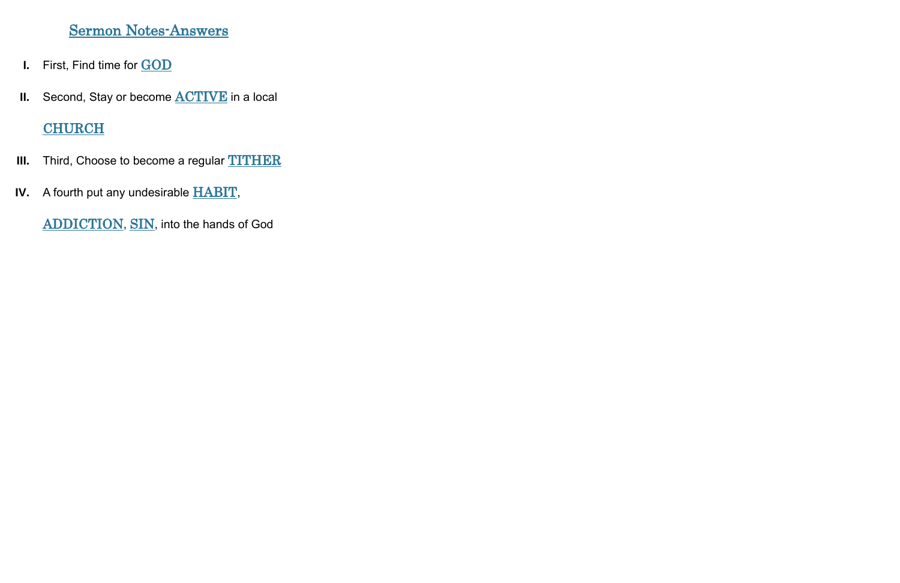## Sermon Notes-Answers

I. First, Find time for **GOD**

II. Second, Stay or become **ACTIVE** in a local **CHURCH**

III. Third, Choose to become a regular **TITHER**

IV. A fourth put any undesirable **HABIT**, **ADDICTION**, **SIN**, into the hands of God